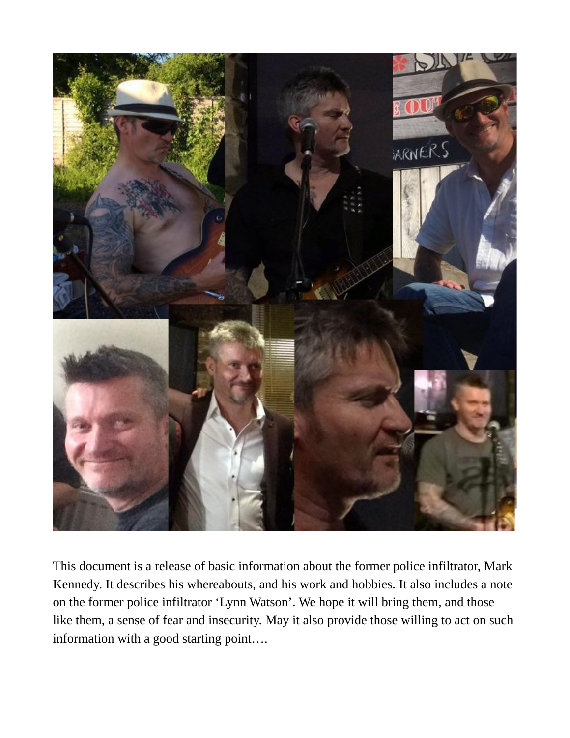This document is a release of basic information about the former police infiltrator, Mark Kennedy. It describes his whereabouts, and his work and hobbies. It also includes a note on the former police infiltrator 'Lynn Watson'. We hope it will bring them, and those like them, a sense of fear and insecurity. May it also provide those willing to act on such information with a good starting point….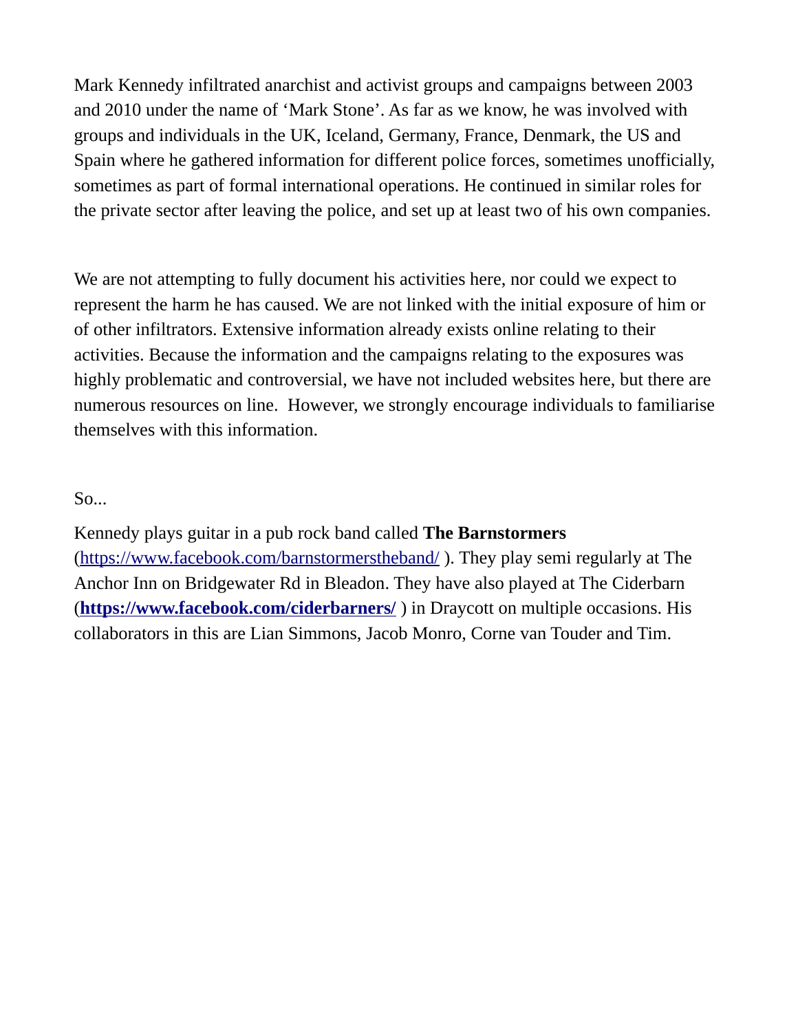Mark Kennedy infiltrated anarchist and activist groups and campaigns between 2003 and 2010 under the name of 'Mark Stone'. As far as we know, he was involved with groups and individuals in the UK, Iceland, Germany, France, Denmark, the US and Spain where he gathered information for different police forces, sometimes unofficially, sometimes as part of formal international operations. He continued in similar roles for the private sector after leaving the police, and set up at least two of his own companies.

We are not attempting to fully document his activities here, nor could we expect to represent the harm he has caused. We are not linked with the initial exposure of him or of other infiltrators. Extensive information already exists online relating to their activities. Because the information and the campaigns relating to the exposures was highly problematic and controversial, we have not included websites here, but there are numerous resources on line. However, we strongly encourage individuals to familiarise themselves with this information.

So...

Kennedy plays guitar in a pub rock band called **The Barnstormers** (https://www.facebook.com/barnstormerstheband/ ). They play semi regularly at The Anchor Inn on Bridgewater Rd in Bleadon. They have also played at The Ciderbarn (**https://www.facebook.com/ciderbarners/** ) in Draycott on multiple occasions. His collaborators in this are Lian Simmons, Jacob Monro, Corne van Touder and Tim.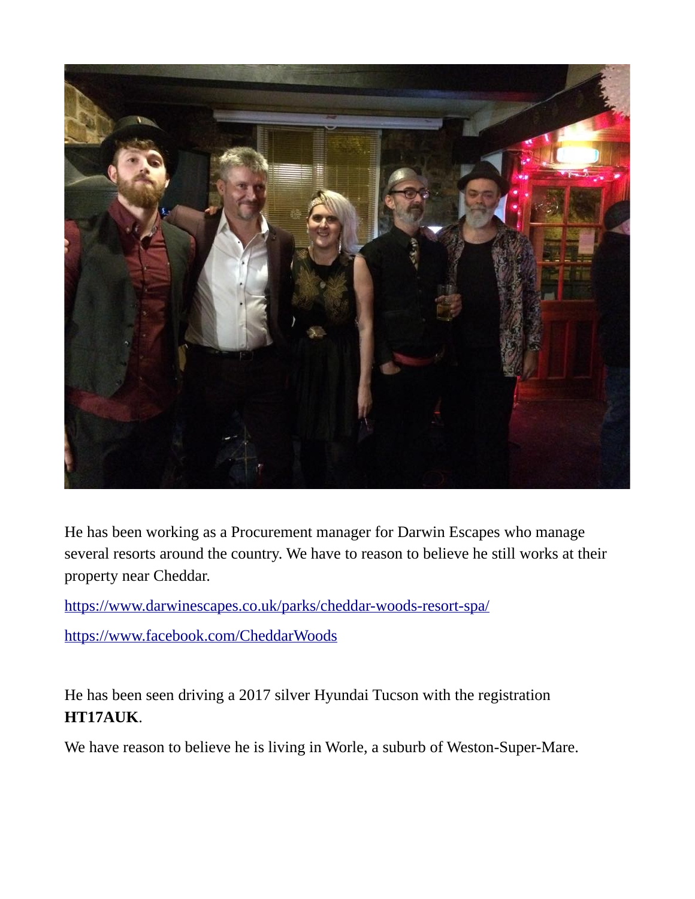He has been working as a Procurement manager for Darwin Escapes who manage several resorts around the country. We have to reason to believe he still works at their property near Cheddar.

https://www.darwinescapes.co.uk/parks/cheddar-woods-resort-spa/

https://www.facebook.com/CheddarWoods

He has been seen driving a 2017 silver Hyundai Tucson with the registration **HT17AUK**.

We have reason to believe he is living in Worle, a suburb of Weston-Super-Mare.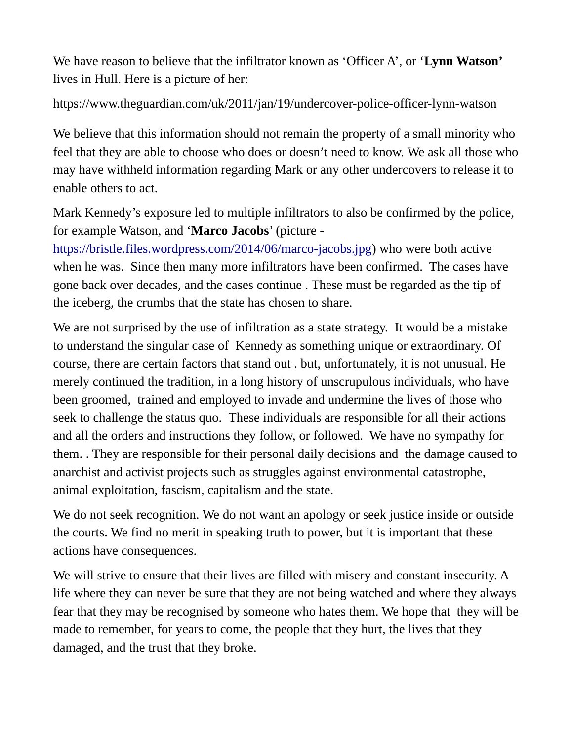We have reason to believe that the infiltrator known as 'Officer A', or '**Lynn Watson'** lives in Hull. Here is a picture of her:

https://www.theguardian.com/uk/2011/jan/19/undercover-police-officer-lynn-watson

We believe that this information should not remain the property of a small minority who feel that they are able to choose who does or doesn't need to know. We ask all those who may have withheld information regarding Mark or any other undercovers to release it to enable others to act.

Mark Kennedy's exposure led to multiple infiltrators to also be confirmed by the police, for example Watson, and '**Marco Jacobs**' (picture - https://bristle.files.wordpress.com/2014/06/marco-jacobs.jpg) who were both active when he was. Since then many more infiltrators have been confirmed. The cases have gone back over decades, and the cases continue . These must be regarded as the tip of the iceberg, the crumbs that the state has chosen to share.

We are not surprised by the use of infiltration as a state strategy. It would be a mistake to understand the singular case of Kennedy as something unique or extraordinary. Of course, there are certain factors that stand out . but, unfortunately, it is not unusual. He merely continued the tradition, in a long history of unscrupulous individuals, who have been groomed, trained and employed to invade and undermine the lives of those who seek to challenge the status quo. These individuals are responsible for all their actions and all the orders and instructions they follow, or followed. We have no sympathy for them. . They are responsible for their personal daily decisions and the damage caused to anarchist and activist projects such as struggles against environmental catastrophe, animal exploitation, fascism, capitalism and the state.

We do not seek recognition. We do not want an apology or seek justice inside or outside the courts. We find no merit in speaking truth to power, but it is important that these actions have consequences.

We will strive to ensure that their lives are filled with misery and constant insecurity. A life where they can never be sure that they are not being watched and where they always fear that they may be recognised by someone who hates them. We hope that they will be made to remember, for years to come, the people that they hurt, the lives that they damaged, and the trust that they broke.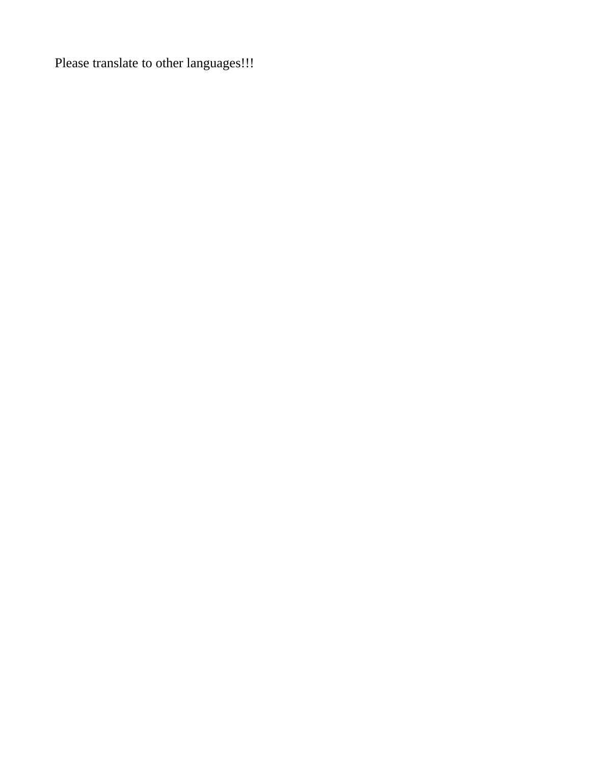Please translate to other languages!!!